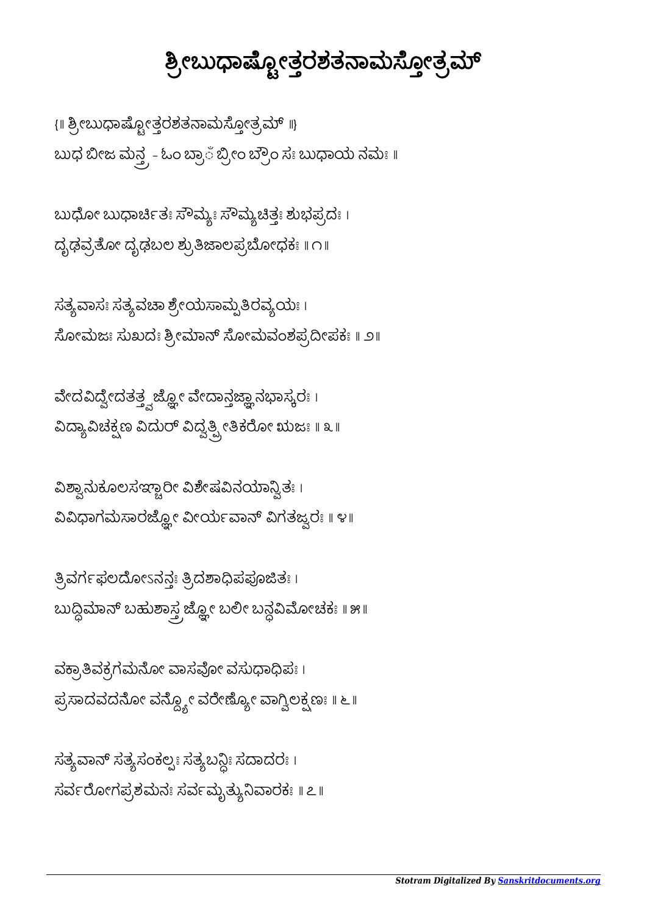# ಶ್ರೀಬುಧಾಷ್ಟೋತ್ತರಶತನಾಮಸ್ತೋತ್ರಮ್

{॥ ಶ್ರೀಬುಧಾಷ್ಟೋತ್ತರಶತನಾಮಸ್ತೋತ್ರಮ್ ॥}

ಬುಧ ಬೀಜ ಮನ್ತ್ರ - ಓಂ ಬ್ರಾँ ಬ್ರೀಂ ಬ್ರೌಂ ಸಃ ಬುಧಾಯ ನಮಃ ॥

ಬುಧೋ ಬುಧಾರ್ಚಿತಃ ಸೌಮ್ಯಃ ಸೌಮ್ಯಚಿತ್ತಃ ಶುಭಪ್ರದಃ ।
ದೃಢವ್ರತೋ ದೃಢಬಲ ಶ್ರುತಿಜಾಲಪ್ರಬೋಧಕಃ ॥ ೧॥

ಸತ್ಯವಾಸಃ ಸತ್ಯವಚಾ ಶ್ರೇಯಸಾಮ್ಪತಿರವ್ಯಯಃ ।
ಸೋಮಜಃ ಸುಖದಃ ಶ್ರೀಮಾನ್ ಸೋಮವಂಶಪ್ರದೀಪಕಃ ॥ ೨॥

ವೇದವಿದ್ವೇದತತ್ತ್ವಜ್ಞೋ ವೇದಾನ್ತಜ್ಞಾನಭಾಸ್ಕರಃ ।
ವಿದ್ಯಾವಿಚಕ್ಷಣ ವಿದುರ್ ವಿದ್ವತ್ಪ್ರೀತಿಕರೋ ಋಜಃ ॥ ೩॥

ವಿಶ್ವಾನುಕೂಲಸಞ್ಚಾರೀ ವಿಶೇಷವಿನಯಾನ್ವಿತಃ ।
ವಿವಿಧಾಗಮಸಾರಜ್ಞೋ ವೀರ್ಯವಾನ್ ವಿಗತಜ್ವರಃ ॥ ೪॥

ತ್ರಿವರ್ಗಫಲದೋಽನನ್ತಃ ತ್ರಿದಶಾಧಿಪಪೂಜಿತಃ ।
ಬುದ್ಧಿಮಾನ್ ಬಹುಶಾಸ್ತ್ರಜ್ಞೋ ಬಲೀ ಬನ್ಧವಿಮೋಚಕಃ ॥ ೫॥

ವಕ್ರಾತಿವಕ್ರಗಮನೋ ವಾಸವೋ ವಸುಧಾಧಿಪಃ ।
ಪ್ರಸಾದವದನೋ ವನ್ದ್ಯೋ ವರೇಣ್ಯೋ ವಾಗ್ವಿಲಕ್ಷಣಃ ॥ ೬॥

ಸತ್ಯವಾನ್ ಸತ್ಯಸಂಕಲ್ಪಃ ಸತ್ಯಬನ್ಧಿಃ ಸದಾದರಃ ।
ಸರ್ವರೋಗಪ್ರಶಮನಃ ಸರ್ವಮೃತ್ಯುನಿವಾರಕಃ ॥ ೭॥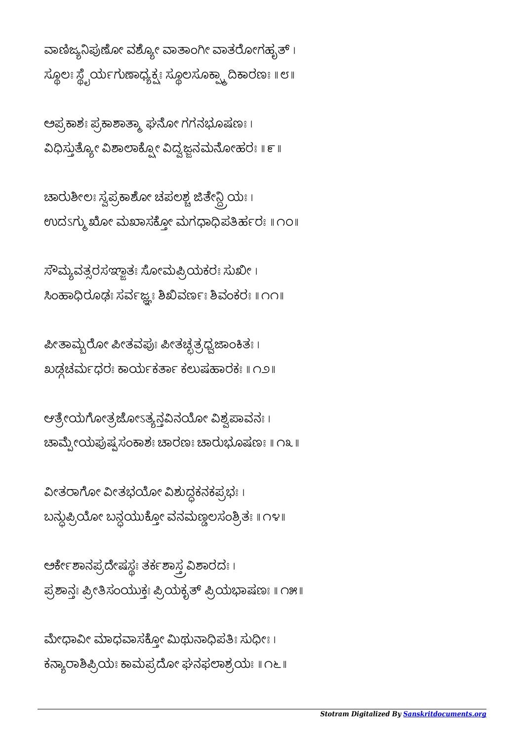ವಾಣಿಜ್ಯನಿಪುಣೋ ವಶ್ಯೋ ವಾತಾಂಗೀ ವಾತರೋಗಹೃತ್ ।
ಸ್ಥೂಲಃ ಸ್ಥೈರ್ಯಗುಣಾಧ್ಯಕ್ಷಃ ಸ್ಥೂಲಸೂಕ್ಷ್ಮಾದಿಕಾರಣಃ ॥ ೮॥

ಅಪ್ರಕಾಶಃ ಪ್ರಕಾಶಾತ್ಮಾ ಘನೋ ಗಗನಭೂಷಣಃ ।
ವಿಧಿಸ್ತುತ್ಯೋ ವಿಶಾಲಾಕ್ಷೋ ವಿದ್ವಜ್ಜನಮನೋಹರಃ ॥ ೯॥

ಚಾರುಶೀಲಃ ಸ್ವಪ್ರಕಾಶೋ ಚಪಲಶ್ಚ ಜಿತೇನ್ದ್ರಿಯಃ ।
ಉದಙ್ಮುಖೋ ಮಖಾಸಕ್ತೋ ಮಗಧಾಧಿಪತಿರ್ಹರಃ ॥ ೧೦॥

ಸೌಮ್ಯವತ್ಸರಸಞ್ಜಾತಃ ಸೋಮಪ್ರಿಯಕರಃ ಸುಖೀ ।
ಸಿಂಹಾಧಿರೂಢಃ ಸರ್ವಜ್ಞಃ ಶಿಖಿವರ್ಣಃ ಶಿವಂಕರಃ ॥ ೧೧॥

ಪೀತಾಮ್ಬರೋ ಪೀತವಪುಃ ಪೀತಚ್ಛತ್ರಧ್ವಜಾಂಕಿತಃ ।
ಖಡ್ಗಚರ್ಮಧರಃ ಕಾರ್ಯಕರ್ತಾ ಕಲುಷಹಾರಕಃ ॥ ೧೨॥

ಆತ್ರೇಯಗೋತ್ರಜೋಽತ್ಯನ್ತವಿನಯೋ ವಿಶ್ವಪಾವನಃ ।
ಚಾಮ್ಪೇಯಪುಷ್ಪಸಂಕಾಶಃ ಚಾರಣಃ ಚಾರುಭೂಷಣಃ ॥ ೧೩॥

ವೀತರಾಗೋ ವೀತಭಯೋ ವಿಶುದ್ಧಕನಕಪ್ರಭಃ ।
ಬನ್ಧುಪ್ರಿಯೋ ಬನ್ಧಯುಕ್ತೋ ವನಮಣ್ಡಲಸಂಶ್ರಿತಃ ॥ ೧೪॥

ಅರ್ಕೇಶಾನಪ್ರದೇಶಸ್ಥಃ ತರ್ಕಶಾಸ್ತ್ರವಿಶಾರದಃ ।
ಪ್ರಶಾನ್ತಃ ಪ್ರೀತಿಸಂಯುಕ್ತಃ ಪ್ರಿಯಕೃತ್ ಪ್ರಿಯಭಾಷಣಃ ॥ ೧೫॥

ಮೇಧಾವೀ ಮಾಧವಾಸಕ್ತೋ ಮಿಥುನಾಧಿಪತಿಃ ಸುಧೀಃ ।
ಕನ್ಯಾರಾಶಿಪ್ರಿಯಃ ಕಾಮಪ್ರದೋ ಘನಫಲಾಶ್ರಯಃ ॥ ೧೬॥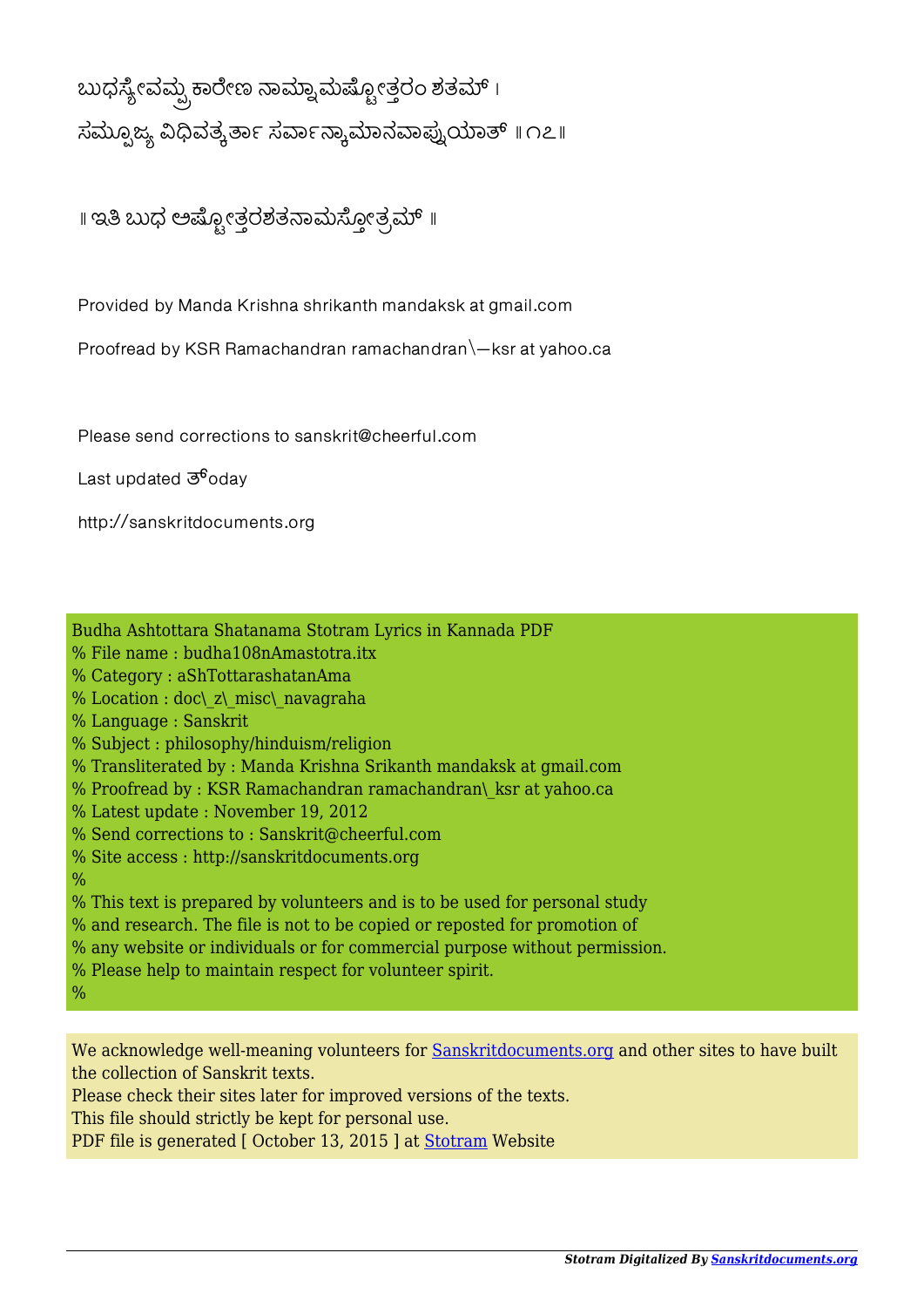ಬುಧಸ್ಯೇವಮ್ಪ್ರಕಾರೇಣ ನಾಮ್ನಾಮಷ್ಟೋತ್ತರಂ ಶತಮ್ ।
ಸಮ್ಪೂಜ್ಯ ವಿಧಿವತ್ಕರ್ತಾ ಸರ್ವಾನ್ಕಾಮಾನವಾಪ್ನುಯಾತ್ ॥ ೧೭ ॥

॥ ಇತಿ ಬುಧ ಅಷ್ಟೋತ್ತರಶತನಾಮಸ್ತೋತ್ರಮ್ ॥

Provided by Manda Krishna shrikanth mandaksk at gmail.com

Proofread by KSR Ramachandran ramachandran\_ksr at yahoo.ca

Please send corrections to sanskrit@cheerful.com

Last updated ತ್oday

http://sanskritdocuments.org

Budha Ashtottara Shatanama Stotram Lyrics in Kannada PDF
% File name : budha108nAmastotra.itx
% Category : aShTottarashatanAma
% Location : doc\_z\_misc\_navagraha
% Language : Sanskrit
% Subject : philosophy/hinduism/religion
% Transliterated by : Manda Krishna Srikanth mandaksk at gmail.com
% Proofread by : KSR Ramachandran ramachandran\_ksr at yahoo.ca
% Latest update : November 19, 2012
% Send corrections to : Sanskrit@cheerful.com
% Site access : http://sanskritdocuments.org
%
% This text is prepared by volunteers and is to be used for personal study
% and research. The file is not to be copied or reposted for promotion of
% any website or individuals or for commercial purpose without permission.
% Please help to maintain respect for volunteer spirit.
%

We acknowledge well-meaning volunteers for Sanskritdocuments.org and other sites to have built the collection of Sanskrit texts.
Please check their sites later for improved versions of the texts.
This file should strictly be kept for personal use.
PDF file is generated [ October 13, 2015 ] at Stotram Website